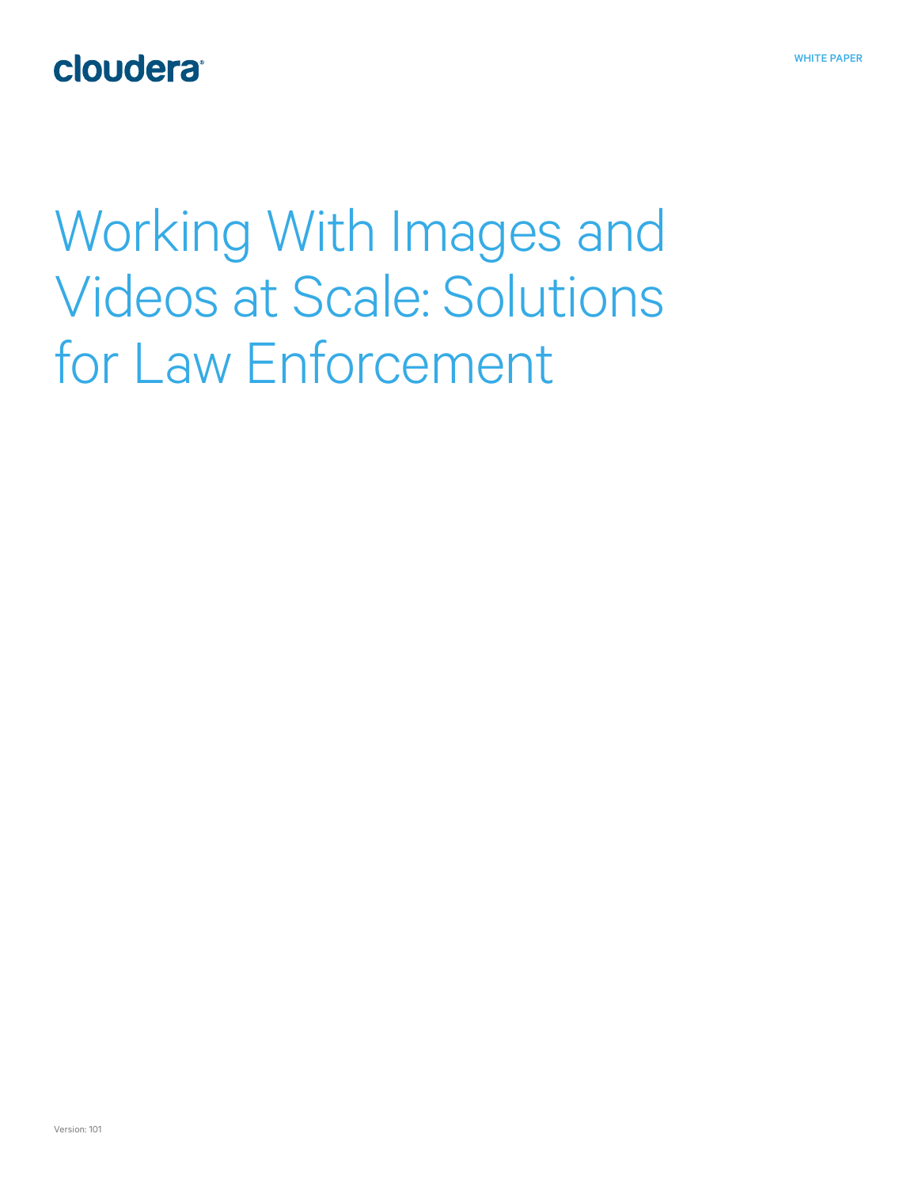cloudera

WHITE PAPER

# Working With Images and Videos at Scale: Solutions for Law Enforcement

Version: 101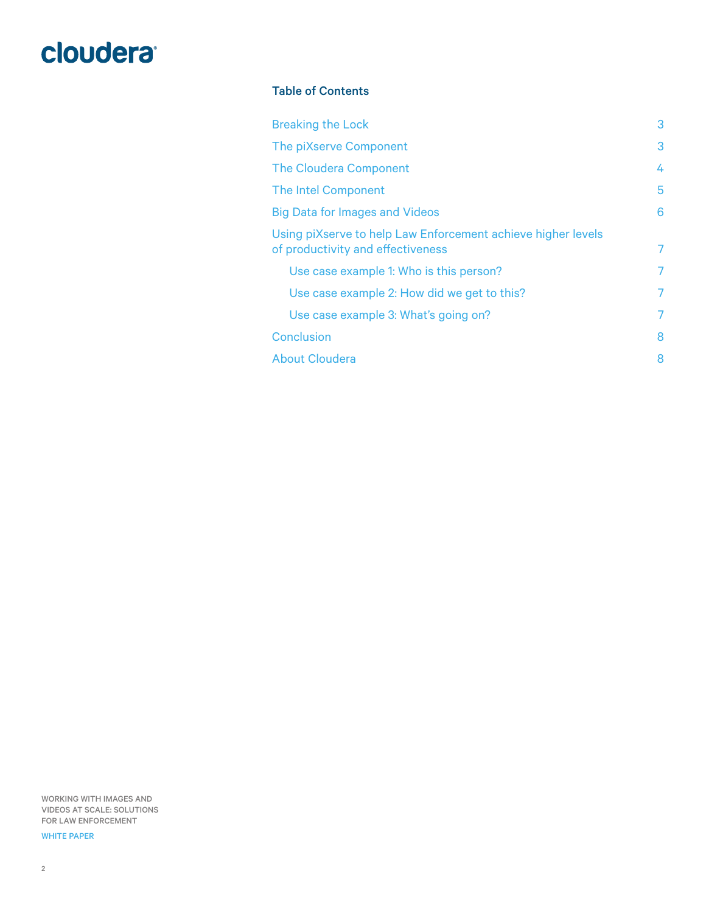## Table of Contents

- Breaking the Lock — 3
- The piXserve Component — 3
- The Cloudera Component — 4
- The Intel Component — 5
- Big Data for Images and Videos — 6
- Using piXserve to help Law Enforcement achieve higher levels of productivity and effectiveness — 7
  - Use case example 1: Who is this person? — 7
  - Use case example 2: How did we get to this? — 7
  - Use case example 3: What's going on? — 7
- Conclusion — 8
- About Cloudera — 8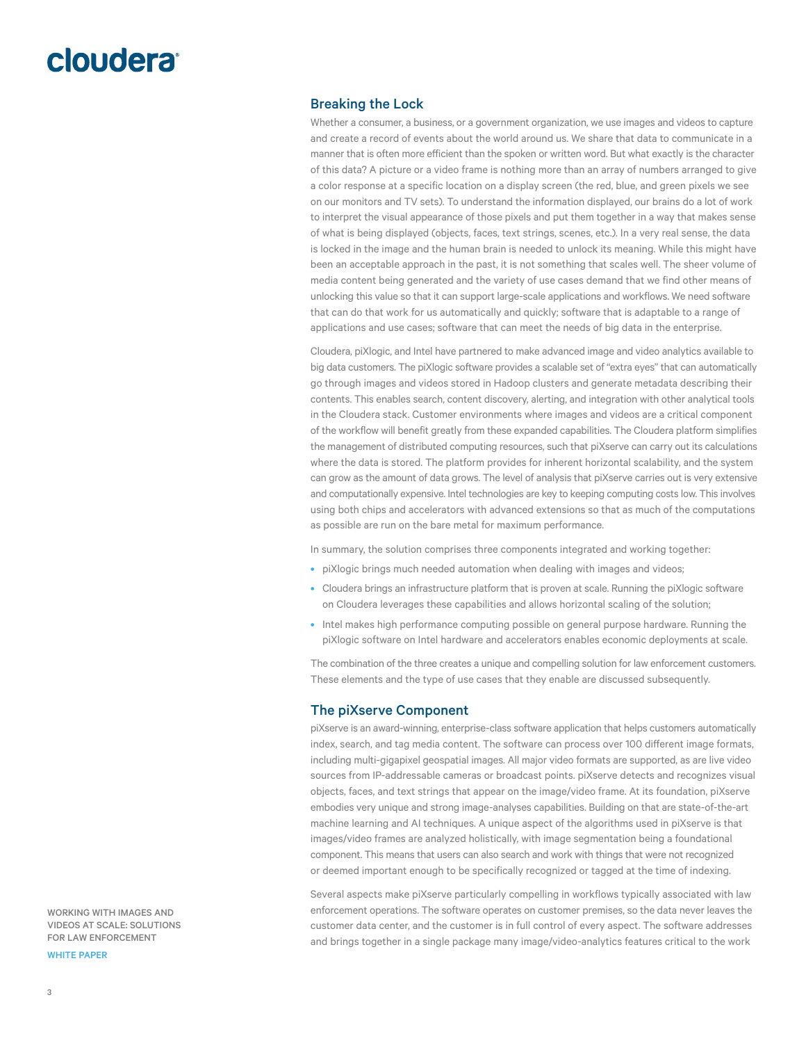## Breaking the Lock

Whether a consumer, a business, or a government organization, we use images and videos to capture and create a record of events about the world around us. We share that data to communicate in a manner that is often more efficient than the spoken or written word. But what exactly is the character of this data? A picture or a video frame is nothing more than an array of numbers arranged to give a color response at a specific location on a display screen (the red, blue, and green pixels we see on our monitors and TV sets). To understand the information displayed, our brains do a lot of work to interpret the visual appearance of those pixels and put them together in a way that makes sense of what is being displayed (objects, faces, text strings, scenes, etc.). In a very real sense, the data is locked in the image and the human brain is needed to unlock its meaning. While this might have been an acceptable approach in the past, it is not something that scales well. The sheer volume of media content being generated and the variety of use cases demand that we find other means of unlocking this value so that it can support large-scale applications and workflows. We need software that can do that work for us automatically and quickly; software that is adaptable to a range of applications and use cases; software that can meet the needs of big data in the enterprise.

Cloudera, piXlogic, and Intel have partnered to make advanced image and video analytics available to big data customers. The piXlogic software provides a scalable set of "extra eyes" that can automatically go through images and videos stored in Hadoop clusters and generate metadata describing their contents. This enables search, content discovery, alerting, and integration with other analytical tools in the Cloudera stack. Customer environments where images and videos are a critical component of the workflow will benefit greatly from these expanded capabilities. The Cloudera platform simplifies the management of distributed computing resources, such that piXserve can carry out its calculations where the data is stored. The platform provides for inherent horizontal scalability, and the system can grow as the amount of data grows. The level of analysis that piXserve carries out is very extensive and computationally expensive. Intel technologies are key to keeping computing costs low. This involves using both chips and accelerators with advanced extensions so that as much of the computations as possible are run on the bare metal for maximum performance.

In summary, the solution comprises three components integrated and working together:

- piXlogic brings much needed automation when dealing with images and videos;
- Cloudera brings an infrastructure platform that is proven at scale. Running the piXlogic software on Cloudera leverages these capabilities and allows horizontal scaling of the solution;
- Intel makes high performance computing possible on general purpose hardware. Running the piXlogic software on Intel hardware and accelerators enables economic deployments at scale.

The combination of the three creates a unique and compelling solution for law enforcement customers. These elements and the type of use cases that they enable are discussed subsequently.

## The piXserve Component

piXserve is an award-winning, enterprise-class software application that helps customers automatically index, search, and tag media content. The software can process over 100 different image formats, including multi-gigapixel geospatial images. All major video formats are supported, as are live video sources from IP-addressable cameras or broadcast points. piXserve detects and recognizes visual objects, faces, and text strings that appear on the image/video frame. At its foundation, piXserve embodies very unique and strong image-analyses capabilities. Building on that are state-of-the-art machine learning and AI techniques. A unique aspect of the algorithms used in piXserve is that images/video frames are analyzed holistically, with image segmentation being a foundational component. This means that users can also search and work with things that were not recognized or deemed important enough to be specifically recognized or tagged at the time of indexing.

Several aspects make piXserve particularly compelling in workflows typically associated with law enforcement operations. The software operates on customer premises, so the data never leaves the customer data center, and the customer is in full control of every aspect. The software addresses and brings together in a single package many image/video-analytics features critical to the work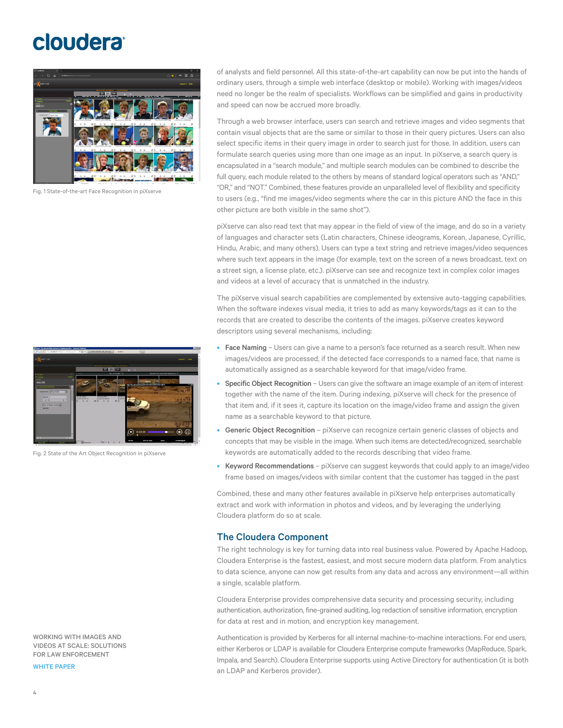Fig. 1 State-of-the-art Face Recognition in piXserve

Fig. 2 State of the Art Object Recognition in piXserve

of analysts and field personnel. All this state-of-the-art capability can now be put into the hands of ordinary users, through a simple web interface (desktop or mobile). Working with images/videos need no longer be the realm of specialists. Workflows can be simplified and gains in productivity and speed can now be accrued more broadly.

Through a web browser interface, users can search and retrieve images and video segments that contain visual objects that are the same or similar to those in their query pictures. Users can also select specific items in their query image in order to search just for those. In addition, users can formulate search queries using more than one image as an input. In piXserve, a search query is encapsulated in a "search module," and multiple search modules can be combined to describe the full query, each module related to the others by means of standard logical operators such as "AND," "OR," and "NOT." Combined, these features provide an unparalleled level of flexibility and specificity to users (e.g., "find me images/video segments where the car in this picture AND the face in this other picture are both visible in the same shot").

piXserve can also read text that may appear in the field of view of the image, and do so in a variety of languages and character sets (Latin characters, Chinese ideograms, Korean, Japanese, Cyrillic, Hindu, Arabic, and many others). Users can type a text string and retrieve images/video sequences where such text appears in the image (for example, text on the screen of a news broadcast, text on a street sign, a license plate, etc.). piXserve can see and recognize text in complex color images and videos at a level of accuracy that is unmatched in the industry.

The piXserve visual search capabilities are complemented by extensive auto-tagging capabilities. When the software indexes visual media, it tries to add as many keywords/tags as it can to the records that are created to describe the contents of the images. piXserve creates keyword descriptors using several mechanisms, including:

- **Face Naming** – Users can give a name to a person's face returned as a search result. When new images/videos are processed, if the detected face corresponds to a named face, that name is automatically assigned as a searchable keyword for that image/video frame.
- **Specific Object Recognition** – Users can give the software an image example of an item of interest together with the name of the item. During indexing, piXserve will check for the presence of that item and, if it sees it, capture its location on the image/video frame and assign the given name as a searchable keyword to that picture.
- **Generic Object Recognition** – piXserve can recognize certain generic classes of objects and concepts that may be visible in the image. When such items are detected/recognized, searchable keywords are automatically added to the records describing that video frame.
- **Keyword Recommendations** – piXserve can suggest keywords that could apply to an image/video frame based on images/videos with similar content that the customer has tagged in the past

Combined, these and many other features available in piXserve help enterprises automatically extract and work with information in photos and videos, and by leveraging the underlying Cloudera platform do so at scale.

## The Cloudera Component

The right technology is key for turning data into real business value. Powered by Apache Hadoop, Cloudera Enterprise is the fastest, easiest, and most secure modern data platform. From analytics to data science, anyone can now get results from any data and across any environment—all within a single, scalable platform.

Cloudera Enterprise provides comprehensive data security and processing security, including authentication, authorization, fine-grained auditing, log redaction of sensitive information, encryption for data at rest and in motion, and encryption key management.

Authentication is provided by Kerberos for all internal machine-to-machine interactions. For end users, either Kerberos or LDAP is available for Cloudera Enterprise compute frameworks (MapReduce, Spark, Impala, and Search). Cloudera Enterprise supports using Active Directory for authentication (it is both an LDAP and Kerberos provider).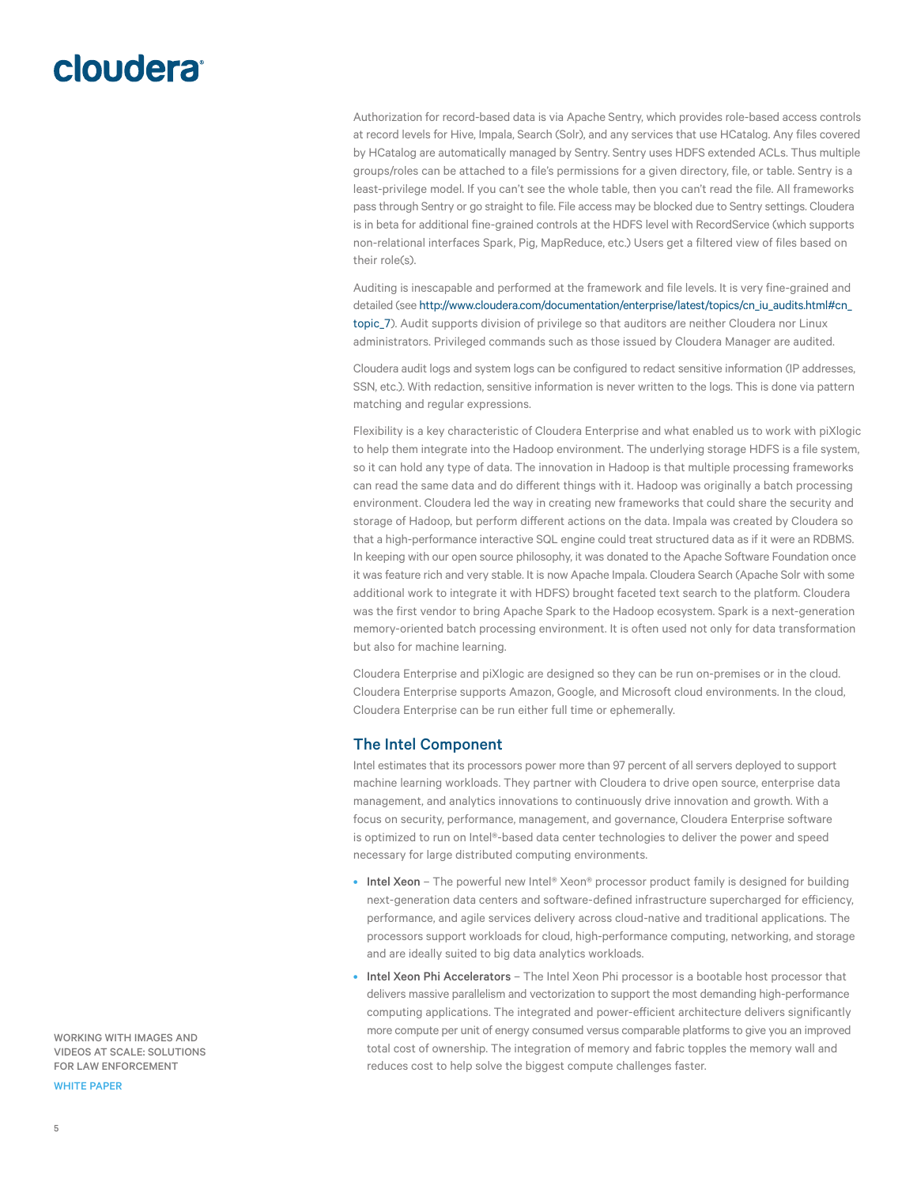Authorization for record-based data is via Apache Sentry, which provides role-based access controls at record levels for Hive, Impala, Search (Solr), and any services that use HCatalog. Any files covered by HCatalog are automatically managed by Sentry. Sentry uses HDFS extended ACLs. Thus multiple groups/roles can be attached to a file's permissions for a given directory, file, or table. Sentry is a least-privilege model. If you can't see the whole table, then you can't read the file. All frameworks pass through Sentry or go straight to file. File access may be blocked due to Sentry settings. Cloudera is in beta for additional fine-grained controls at the HDFS level with RecordService (which supports non-relational interfaces Spark, Pig, MapReduce, etc.) Users get a filtered view of files based on their role(s).

Auditing is inescapable and performed at the framework and file levels. It is very fine-grained and detailed (see http://www.cloudera.com/documentation/enterprise/latest/topics/cn_iu_audits.html#cn_topic_7). Audit supports division of privilege so that auditors are neither Cloudera nor Linux administrators. Privileged commands such as those issued by Cloudera Manager are audited.

Cloudera audit logs and system logs can be configured to redact sensitive information (IP addresses, SSN, etc.). With redaction, sensitive information is never written to the logs. This is done via pattern matching and regular expressions.

Flexibility is a key characteristic of Cloudera Enterprise and what enabled us to work with piXlogic to help them integrate into the Hadoop environment. The underlying storage HDFS is a file system, so it can hold any type of data. The innovation in Hadoop is that multiple processing frameworks can read the same data and do different things with it. Hadoop was originally a batch processing environment. Cloudera led the way in creating new frameworks that could share the security and storage of Hadoop, but perform different actions on the data. Impala was created by Cloudera so that a high-performance interactive SQL engine could treat structured data as if it were an RDBMS. In keeping with our open source philosophy, it was donated to the Apache Software Foundation once it was feature rich and very stable. It is now Apache Impala. Cloudera Search (Apache Solr with some additional work to integrate it with HDFS) brought faceted text search to the platform. Cloudera was the first vendor to bring Apache Spark to the Hadoop ecosystem. Spark is a next-generation memory-oriented batch processing environment. It is often used not only for data transformation but also for machine learning.

Cloudera Enterprise and piXlogic are designed so they can be run on-premises or in the cloud. Cloudera Enterprise supports Amazon, Google, and Microsoft cloud environments. In the cloud, Cloudera Enterprise can be run either full time or ephemerally.

## The Intel Component

Intel estimates that its processors power more than 97 percent of all servers deployed to support machine learning workloads. They partner with Cloudera to drive open source, enterprise data management, and analytics innovations to continuously drive innovation and growth. With a focus on security, performance, management, and governance, Cloudera Enterprise software is optimized to run on Intel®-based data center technologies to deliver the power and speed necessary for large distributed computing environments.

- **Intel Xeon** – The powerful new Intel® Xeon® processor product family is designed for building next-generation data centers and software-defined infrastructure supercharged for efficiency, performance, and agile services delivery across cloud-native and traditional applications. The processors support workloads for cloud, high-performance computing, networking, and storage and are ideally suited to big data analytics workloads.
- **Intel Xeon Phi Accelerators** – The Intel Xeon Phi processor is a bootable host processor that delivers massive parallelism and vectorization to support the most demanding high-performance computing applications. The integrated and power-efficient architecture delivers significantly more compute per unit of energy consumed versus comparable platforms to give you an improved total cost of ownership. The integration of memory and fabric topples the memory wall and reduces cost to help solve the biggest compute challenges faster.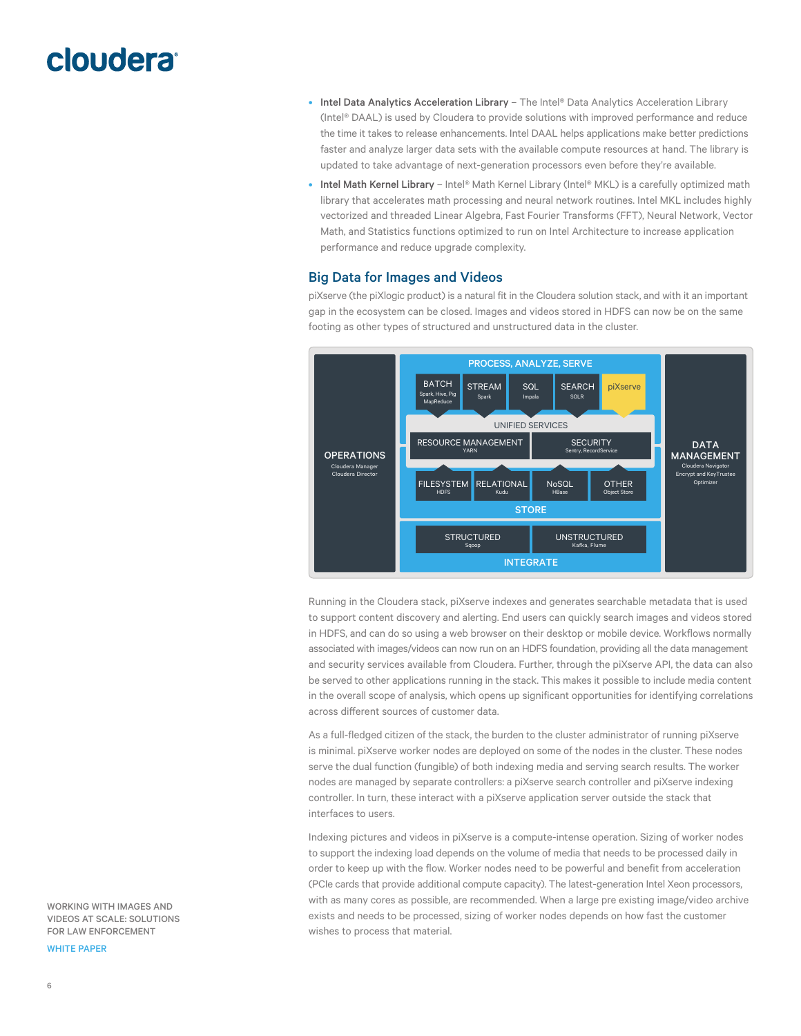- **Intel Data Analytics Acceleration Library** – The Intel® Data Analytics Acceleration Library (Intel® DAAL) is used by Cloudera to provide solutions with improved performance and reduce the time it takes to release enhancements. Intel DAAL helps applications make better predictions faster and analyze larger data sets with the available compute resources at hand. The library is updated to take advantage of next-generation processors even before they're available.
- **Intel Math Kernel Library** – Intel® Math Kernel Library (Intel® MKL) is a carefully optimized math library that accelerates math processing and neural network routines. Intel MKL includes highly vectorized and threaded Linear Algebra, Fast Fourier Transforms (FFT), Neural Network, Vector Math, and Statistics functions optimized to run on Intel Architecture to increase application performance and reduce upgrade complexity.

## Big Data for Images and Videos

piXserve (the piXlogic product) is a natural fit in the Cloudera solution stack, and with it an important gap in the ecosystem can be closed. Images and videos stored in HDFS can now be on the same footing as other types of structured and unstructured data in the cluster.

Running in the Cloudera stack, piXserve indexes and generates searchable metadata that is used to support content discovery and alerting. End users can quickly search images and videos stored in HDFS, and can do so using a web browser on their desktop or mobile device. Workflows normally associated with images/videos can now run on an HDFS foundation, providing all the data management and security services available from Cloudera. Further, through the piXserve API, the data can also be served to other applications running in the stack. This makes it possible to include media content in the overall scope of analysis, which opens up significant opportunities for identifying correlations across different sources of customer data.

As a full-fledged citizen of the stack, the burden to the cluster administrator of running piXserve is minimal. piXserve worker nodes are deployed on some of the nodes in the cluster. These nodes serve the dual function (fungible) of both indexing media and serving search results. The worker nodes are managed by separate controllers: a piXserve search controller and piXserve indexing controller. In turn, these interact with a piXserve application server outside the stack that interfaces to users.

Indexing pictures and videos in piXserve is a compute-intense operation. Sizing of worker nodes to support the indexing load depends on the volume of media that needs to be processed daily in order to keep up with the flow. Worker nodes need to be powerful and benefit from acceleration (PCIe cards that provide additional compute capacity). The latest-generation Intel Xeon processors, with as many cores as possible, are recommended. When a large pre existing image/video archive exists and needs to be processed, sizing of worker nodes depends on how fast the customer wishes to process that material.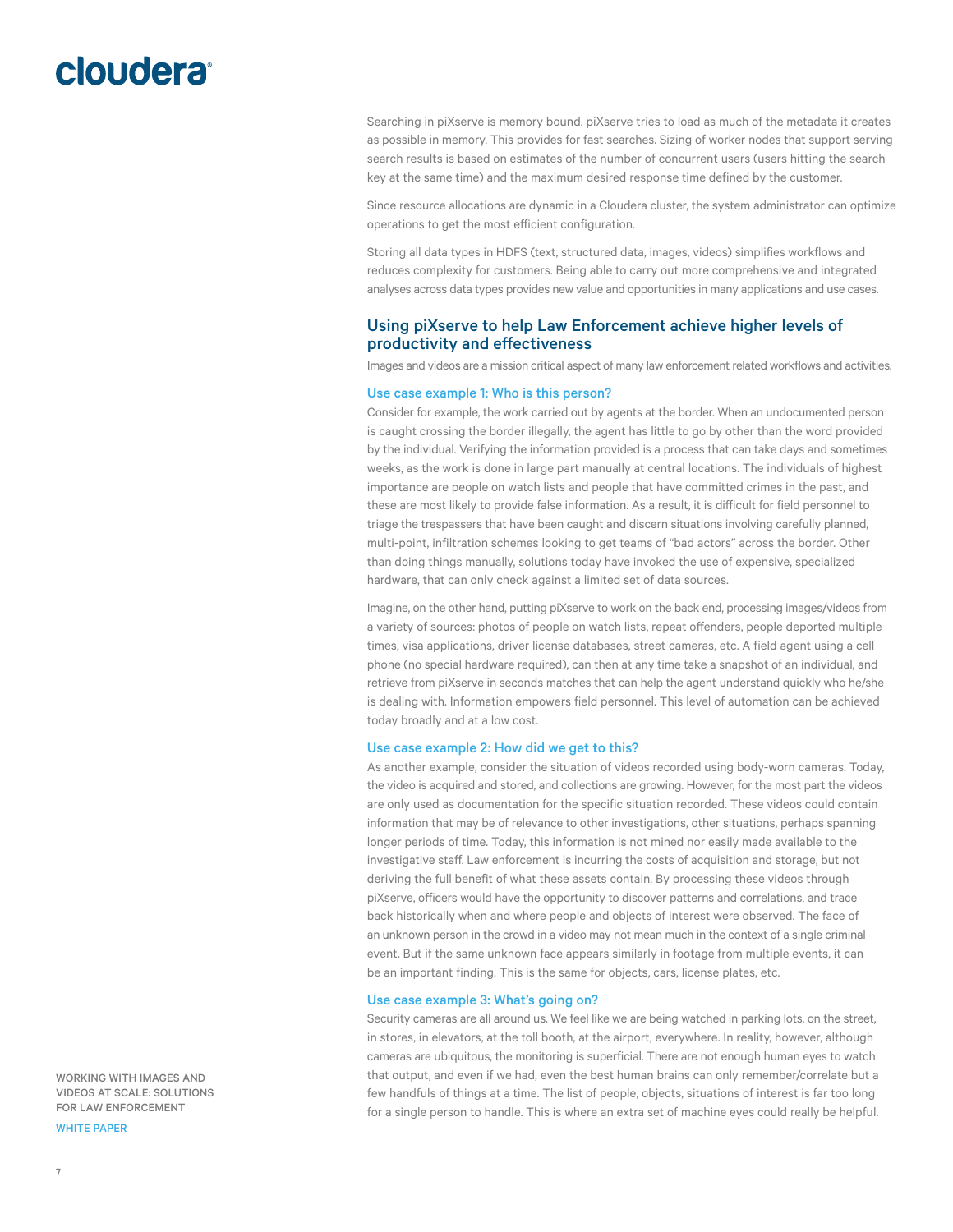Searching in piXserve is memory bound. piXserve tries to load as much of the metadata it creates as possible in memory. This provides for fast searches. Sizing of worker nodes that support serving search results is based on estimates of the number of concurrent users (users hitting the search key at the same time) and the maximum desired response time defined by the customer.

Since resource allocations are dynamic in a Cloudera cluster, the system administrator can optimize operations to get the most efficient configuration.

Storing all data types in HDFS (text, structured data, images, videos) simplifies workflows and reduces complexity for customers. Being able to carry out more comprehensive and integrated analyses across data types provides new value and opportunities in many applications and use cases.

## Using piXserve to help Law Enforcement achieve higher levels of productivity and effectiveness

Images and videos are a mission critical aspect of many law enforcement related workflows and activities.

### Use case example 1: Who is this person?

Consider for example, the work carried out by agents at the border. When an undocumented person is caught crossing the border illegally, the agent has little to go by other than the word provided by the individual. Verifying the information provided is a process that can take days and sometimes weeks, as the work is done in large part manually at central locations. The individuals of highest importance are people on watch lists and people that have committed crimes in the past, and these are most likely to provide false information. As a result, it is difficult for field personnel to triage the trespassers that have been caught and discern situations involving carefully planned, multi-point, infiltration schemes looking to get teams of "bad actors" across the border. Other than doing things manually, solutions today have invoked the use of expensive, specialized hardware, that can only check against a limited set of data sources.

Imagine, on the other hand, putting piXserve to work on the back end, processing images/videos from a variety of sources: photos of people on watch lists, repeat offenders, people deported multiple times, visa applications, driver license databases, street cameras, etc. A field agent using a cell phone (no special hardware required), can then at any time take a snapshot of an individual, and retrieve from piXserve in seconds matches that can help the agent understand quickly who he/she is dealing with. Information empowers field personnel. This level of automation can be achieved today broadly and at a low cost.

### Use case example 2: How did we get to this?

As another example, consider the situation of videos recorded using body-worn cameras. Today, the video is acquired and stored, and collections are growing. However, for the most part the videos are only used as documentation for the specific situation recorded. These videos could contain information that may be of relevance to other investigations, other situations, perhaps spanning longer periods of time. Today, this information is not mined nor easily made available to the investigative staff. Law enforcement is incurring the costs of acquisition and storage, but not deriving the full benefit of what these assets contain. By processing these videos through piXserve, officers would have the opportunity to discover patterns and correlations, and trace back historically when and where people and objects of interest were observed. The face of an unknown person in the crowd in a video may not mean much in the context of a single criminal event. But if the same unknown face appears similarly in footage from multiple events, it can be an important finding. This is the same for objects, cars, license plates, etc.

### Use case example 3: What's going on?

Security cameras are all around us. We feel like we are being watched in parking lots, on the street, in stores, in elevators, at the toll booth, at the airport, everywhere. In reality, however, although cameras are ubiquitous, the monitoring is superficial. There are not enough human eyes to watch that output, and even if we had, even the best human brains can only remember/correlate but a few handfuls of things at a time. The list of people, objects, situations of interest is far too long for a single person to handle. This is where an extra set of machine eyes could really be helpful.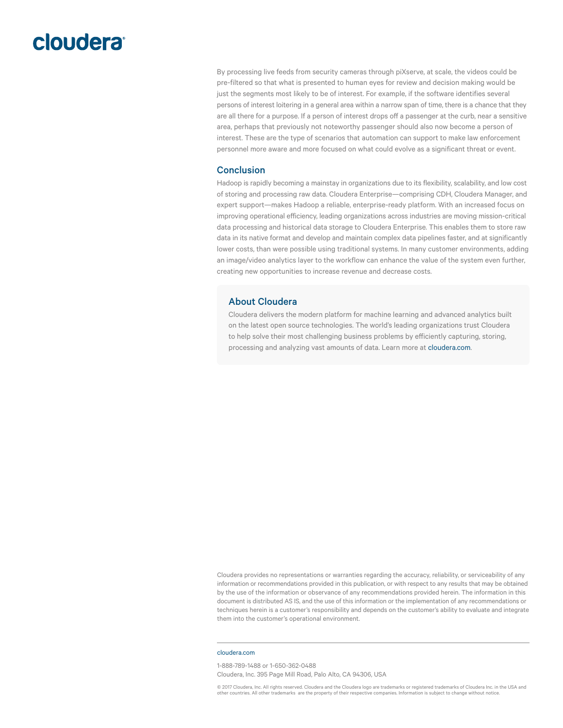By processing live feeds from security cameras through piXserve, at scale, the videos could be pre-filtered so that what is presented to human eyes for review and decision making would be just the segments most likely to be of interest. For example, if the software identifies several persons of interest loitering in a general area within a narrow span of time, there is a chance that they are all there for a purpose. If a person of interest drops off a passenger at the curb, near a sensitive area, perhaps that previously not noteworthy passenger should also now become a person of interest. These are the type of scenarios that automation can support to make law enforcement personnel more aware and more focused on what could evolve as a significant threat or event.

## Conclusion

Hadoop is rapidly becoming a mainstay in organizations due to its flexibility, scalability, and low cost of storing and processing raw data. Cloudera Enterprise—comprising CDH, Cloudera Manager, and expert support—makes Hadoop a reliable, enterprise-ready platform. With an increased focus on improving operational efficiency, leading organizations across industries are moving mission-critical data processing and historical data storage to Cloudera Enterprise. This enables them to store raw data in its native format and develop and maintain complex data pipelines faster, and at significantly lower costs, than were possible using traditional systems. In many customer environments, adding an image/video analytics layer to the workflow can enhance the value of the system even further, creating new opportunities to increase revenue and decrease costs.

## About Cloudera

Cloudera delivers the modern platform for machine learning and advanced analytics built on the latest open source technologies. The world's leading organizations trust Cloudera to help solve their most challenging business problems by efficiently capturing, storing, processing and analyzing vast amounts of data. Learn more at cloudera.com.

Cloudera provides no representations or warranties regarding the accuracy, reliability, or serviceability of any information or recommendations provided in this publication, or with respect to any results that may be obtained by the use of the information or observance of any recommendations provided herein. The information in this document is distributed AS IS, and the use of this information or the implementation of any recommendations or techniques herein is a customer's responsibility and depends on the customer's ability to evaluate and integrate them into the customer's operational environment.

cloudera.com

1-888-789-1488 or 1-650-362-0488
Cloudera, Inc. 395 Page Mill Road, Palo Alto, CA 94306, USA

© 2017 Cloudera, Inc. All rights reserved. Cloudera and the Cloudera logo are trademarks or registered trademarks of Cloudera Inc. in the USA and other countries. All other trademarks are the property of their respective companies. Information is subject to change without notice.